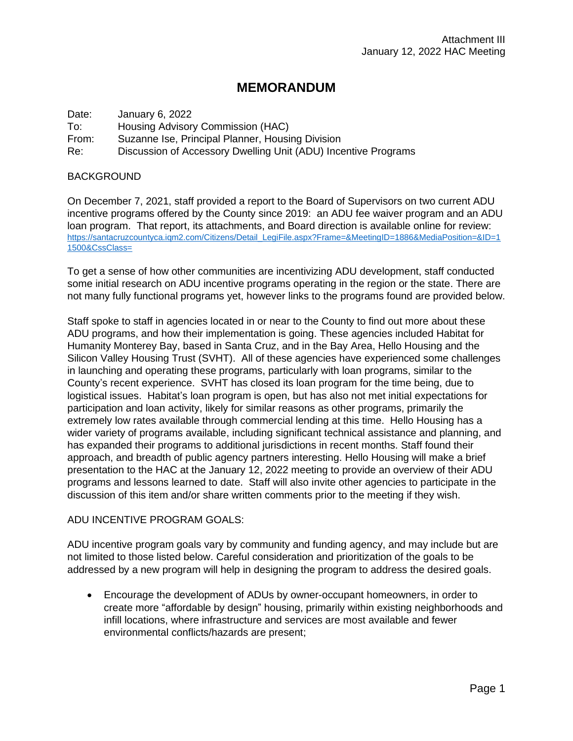Attachment III
January 12, 2022 HAC Meeting

# MEMORANDUM

Date: January 6, 2022
To: Housing Advisory Commission (HAC)
From: Suzanne Ise, Principal Planner, Housing Division
Re: Discussion of Accessory Dwelling Unit (ADU) Incentive Programs

BACKGROUND

On December 7, 2021, staff provided a report to the Board of Supervisors on two current ADU incentive programs offered by the County since 2019: an ADU fee waiver program and an ADU loan program. That report, its attachments, and Board direction is available online for review: https://santacruzcountyca.iqm2.com/Citizens/Detail_LegiFile.aspx?Frame=&MeetingID=1886&MediaPosition=&ID=11500&CssClass=

To get a sense of how other communities are incentivizing ADU development, staff conducted some initial research on ADU incentive programs operating in the region or the state. There are not many fully functional programs yet, however links to the programs found are provided below.

Staff spoke to staff in agencies located in or near to the County to find out more about these ADU programs, and how their implementation is going. These agencies included Habitat for Humanity Monterey Bay, based in Santa Cruz, and in the Bay Area, Hello Housing and the Silicon Valley Housing Trust (SVHT). All of these agencies have experienced some challenges in launching and operating these programs, particularly with loan programs, similar to the County's recent experience. SVHT has closed its loan program for the time being, due to logistical issues. Habitat's loan program is open, but has also not met initial expectations for participation and loan activity, likely for similar reasons as other programs, primarily the extremely low rates available through commercial lending at this time. Hello Housing has a wider variety of programs available, including significant technical assistance and planning, and has expanded their programs to additional jurisdictions in recent months. Staff found their approach, and breadth of public agency partners interesting. Hello Housing will make a brief presentation to the HAC at the January 12, 2022 meeting to provide an overview of their ADU programs and lessons learned to date. Staff will also invite other agencies to participate in the discussion of this item and/or share written comments prior to the meeting if they wish.

ADU INCENTIVE PROGRAM GOALS:

ADU incentive program goals vary by community and funding agency, and may include but are not limited to those listed below. Careful consideration and prioritization of the goals to be addressed by a new program will help in designing the program to address the desired goals.

- Encourage the development of ADUs by owner-occupant homeowners, in order to create more "affordable by design" housing, primarily within existing neighborhoods and infill locations, where infrastructure and services are most available and fewer environmental conflicts/hazards are present;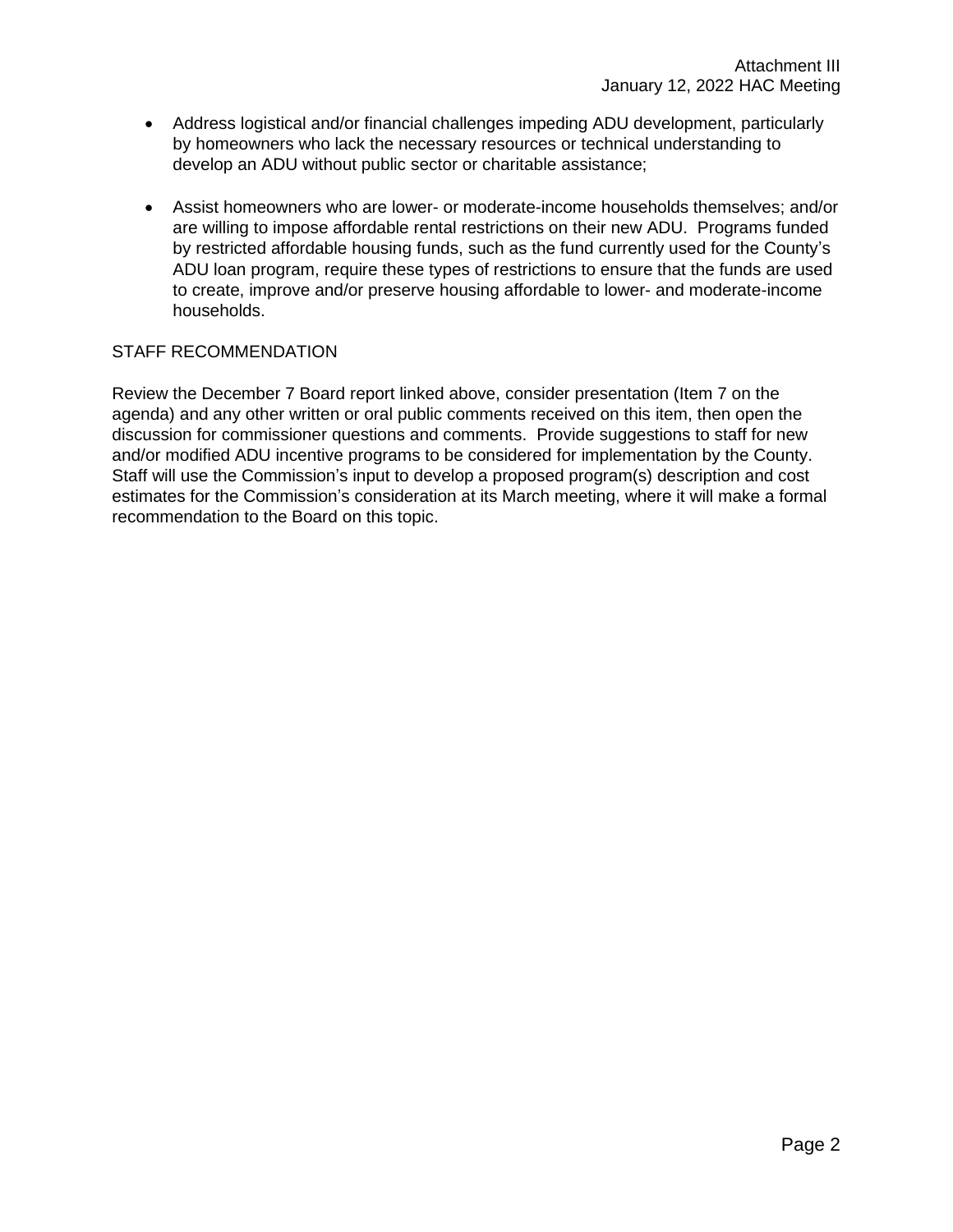- Address logistical and/or financial challenges impeding ADU development, particularly by homeowners who lack the necessary resources or technical understanding to develop an ADU without public sector or charitable assistance;

- Assist homeowners who are lower- or moderate-income households themselves; and/or are willing to impose affordable rental restrictions on their new ADU. Programs funded by restricted affordable housing funds, such as the fund currently used for the County's ADU loan program, require these types of restrictions to ensure that the funds are used to create, improve and/or preserve housing affordable to lower- and moderate-income households.

STAFF RECOMMENDATION

Review the December 7 Board report linked above, consider presentation (Item 7 on the agenda) and any other written or oral public comments received on this item, then open the discussion for commissioner questions and comments. Provide suggestions to staff for new and/or modified ADU incentive programs to be considered for implementation by the County. Staff will use the Commission's input to develop a proposed program(s) description and cost estimates for the Commission's consideration at its March meeting, where it will make a formal recommendation to the Board on this topic.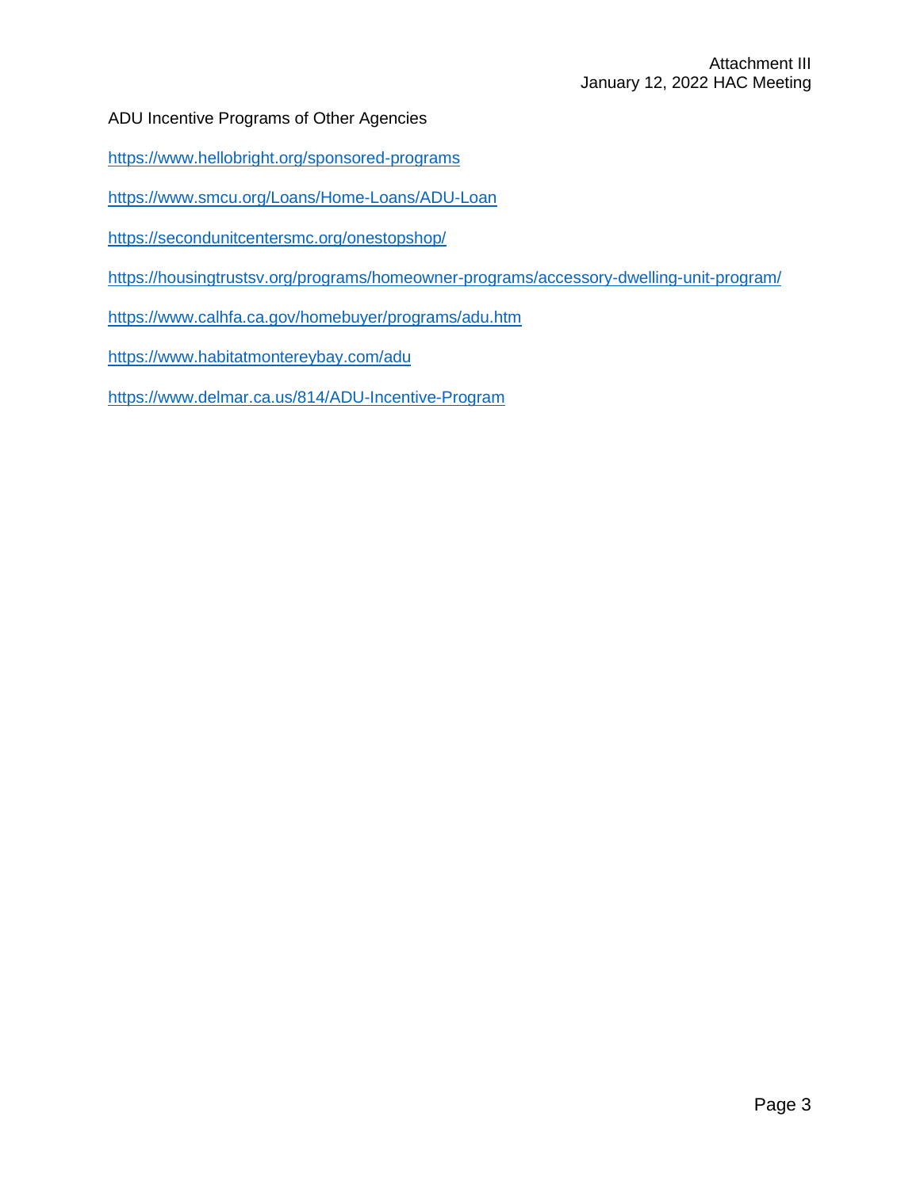Attachment III
January 12, 2022 HAC Meeting

ADU Incentive Programs of Other Agencies

https://www.hellobright.org/sponsored-programs

https://www.smcu.org/Loans/Home-Loans/ADU-Loan

https://secondunitcentersmc.org/onestopshop/

https://housingtrustsv.org/programs/homeowner-programs/accessory-dwelling-unit-program/

https://www.calhfa.ca.gov/homebuyer/programs/adu.htm

https://www.habitatmontereybay.com/adu

https://www.delmar.ca.us/814/ADU-Incentive-Program